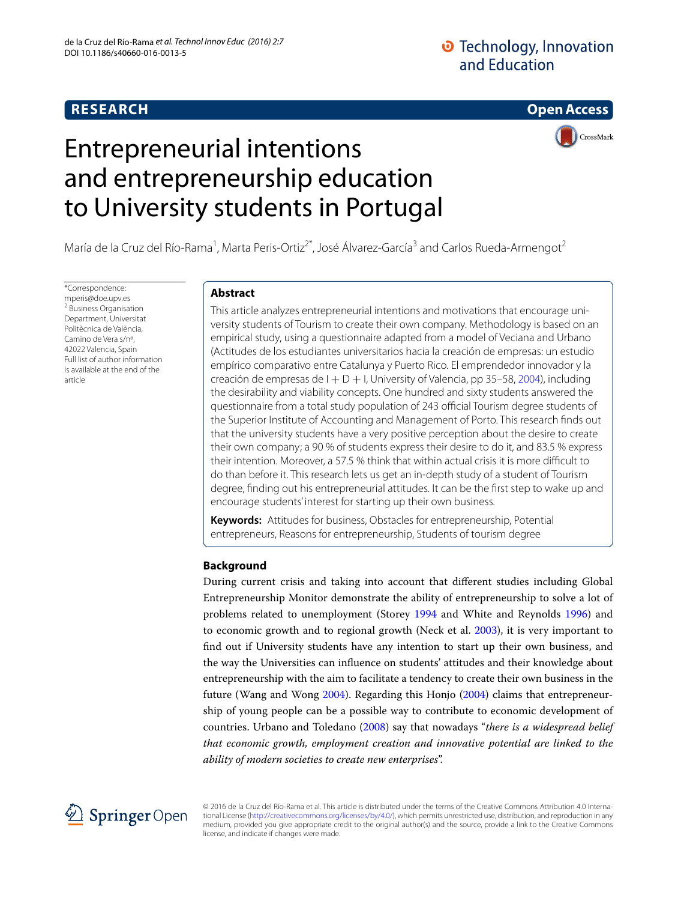**RESEARCH** **Open Access**

# Entrepreneurial intentions and entrepreneurship education to University students in Portugal

María de la Cruz del Río-Rama[1], Marta Peris-Ortiz[2*], José Álvarez-García[3] and Carlos Rueda-Armengot[2]

*Correspondence: mperis@doe.upv.es
[2] Business Organisation Department, Universitat Politècnica de València, Camino de Vera s/nº, 42022 Valencia, Spain
Full list of author information is available at the end of the article

## Abstract

This article analyzes entrepreneurial intentions and motivations that encourage university students of Tourism to create their own company. Methodology is based on an empirical study, using a questionnaire adapted from a model of Veciana and Urbano (Actitudes de los estudiantes universitarios hacia la creación de empresas: un estudio empírico comparativo entre Catalunya y Puerto Rico. El emprendedor innovador y la creación de empresas de I + D + I, University of Valencia, pp 35–58, 2004), including the desirability and viability concepts. One hundred and sixty students answered the questionnaire from a total study population of 243 official Tourism degree students of the Superior Institute of Accounting and Management of Porto. This research finds out that the university students have a very positive perception about the desire to create their own company; a 90 % of students express their desire to do it, and 83.5 % express their intention. Moreover, a 57.5 % think that within actual crisis it is more difficult to do than before it. This research lets us get an in-depth study of a student of Tourism degree, finding out his entrepreneurial attitudes. It can be the first step to wake up and encourage students' interest for starting up their own business.

**Keywords:** Attitudes for business, Obstacles for entrepreneurship, Potential entrepreneurs, Reasons for entrepreneurship, Students of tourism degree

## Background

During current crisis and taking into account that different studies including Global Entrepreneurship Monitor demonstrate the ability of entrepreneurship to solve a lot of problems related to unemployment (Storey 1994 and White and Reynolds 1996) and to economic growth and to regional growth (Neck et al. 2003), it is very important to find out if University students have any intention to start up their own business, and the way the Universities can influence on students' attitudes and their knowledge about entrepreneurship with the aim to facilitate a tendency to create their own business in the future (Wang and Wong 2004). Regarding this Honjo (2004) claims that entrepreneurship of young people can be a possible way to contribute to economic development of countries. Urbano and Toledano (2008) say that nowadays "*there is a widespread belief that economic growth, employment creation and innovative potential are linked to the ability of modern societies to create new enterprises*".

© 2016 de la Cruz del Río-Rama et al. This article is distributed under the terms of the Creative Commons Attribution 4.0 International License (http://creativecommons.org/licenses/by/4.0/), which permits unrestricted use, distribution, and reproduction in any medium, provided you give appropriate credit to the original author(s) and the source, provide a link to the Creative Commons license, and indicate if changes were made.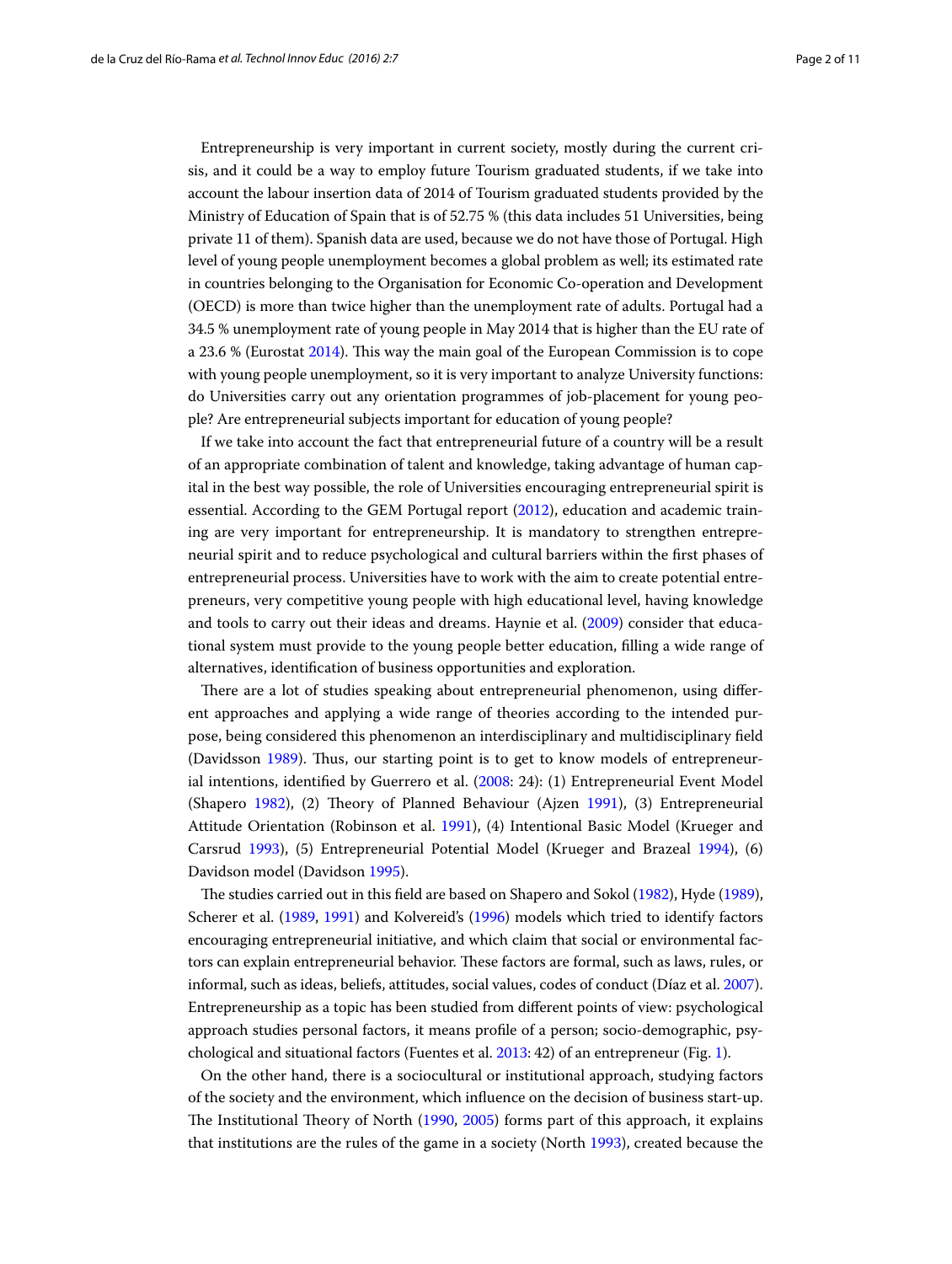Entrepreneurship is very important in current society, mostly during the current crisis, and it could be a way to employ future Tourism graduated students, if we take into account the labour insertion data of 2014 of Tourism graduated students provided by the Ministry of Education of Spain that is of 52.75 % (this data includes 51 Universities, being private 11 of them). Spanish data are used, because we do not have those of Portugal. High level of young people unemployment becomes a global problem as well; its estimated rate in countries belonging to the Organisation for Economic Co-operation and Development (OECD) is more than twice higher than the unemployment rate of adults. Portugal had a 34.5 % unemployment rate of young people in May 2014 that is higher than the EU rate of a 23.6 % (Eurostat 2014). This way the main goal of the European Commission is to cope with young people unemployment, so it is very important to analyze University functions: do Universities carry out any orientation programmes of job-placement for young people? Are entrepreneurial subjects important for education of young people?

If we take into account the fact that entrepreneurial future of a country will be a result of an appropriate combination of talent and knowledge, taking advantage of human capital in the best way possible, the role of Universities encouraging entrepreneurial spirit is essential. According to the GEM Portugal report (2012), education and academic training are very important for entrepreneurship. It is mandatory to strengthen entrepreneurial spirit and to reduce psychological and cultural barriers within the first phases of entrepreneurial process. Universities have to work with the aim to create potential entrepreneurs, very competitive young people with high educational level, having knowledge and tools to carry out their ideas and dreams. Haynie et al. (2009) consider that educational system must provide to the young people better education, filling a wide range of alternatives, identification of business opportunities and exploration.

There are a lot of studies speaking about entrepreneurial phenomenon, using different approaches and applying a wide range of theories according to the intended purpose, being considered this phenomenon an interdisciplinary and multidisciplinary field (Davidsson 1989). Thus, our starting point is to get to know models of entrepreneurial intentions, identified by Guerrero et al. (2008: 24): (1) Entrepreneurial Event Model (Shapero 1982), (2) Theory of Planned Behaviour (Ajzen 1991), (3) Entrepreneurial Attitude Orientation (Robinson et al. 1991), (4) Intentional Basic Model (Krueger and Carsrud 1993), (5) Entrepreneurial Potential Model (Krueger and Brazeal 1994), (6) Davidson model (Davidson 1995).

The studies carried out in this field are based on Shapero and Sokol (1982), Hyde (1989), Scherer et al. (1989, 1991) and Kolvereid's (1996) models which tried to identify factors encouraging entrepreneurial initiative, and which claim that social or environmental factors can explain entrepreneurial behavior. These factors are formal, such as laws, rules, or informal, such as ideas, beliefs, attitudes, social values, codes of conduct (Díaz et al. 2007). Entrepreneurship as a topic has been studied from different points of view: psychological approach studies personal factors, it means profile of a person; socio-demographic, psychological and situational factors (Fuentes et al. 2013: 42) of an entrepreneur (Fig. 1).

On the other hand, there is a sociocultural or institutional approach, studying factors of the society and the environment, which influence on the decision of business start-up. The Institutional Theory of North (1990, 2005) forms part of this approach, it explains that institutions are the rules of the game in a society (North 1993), created because the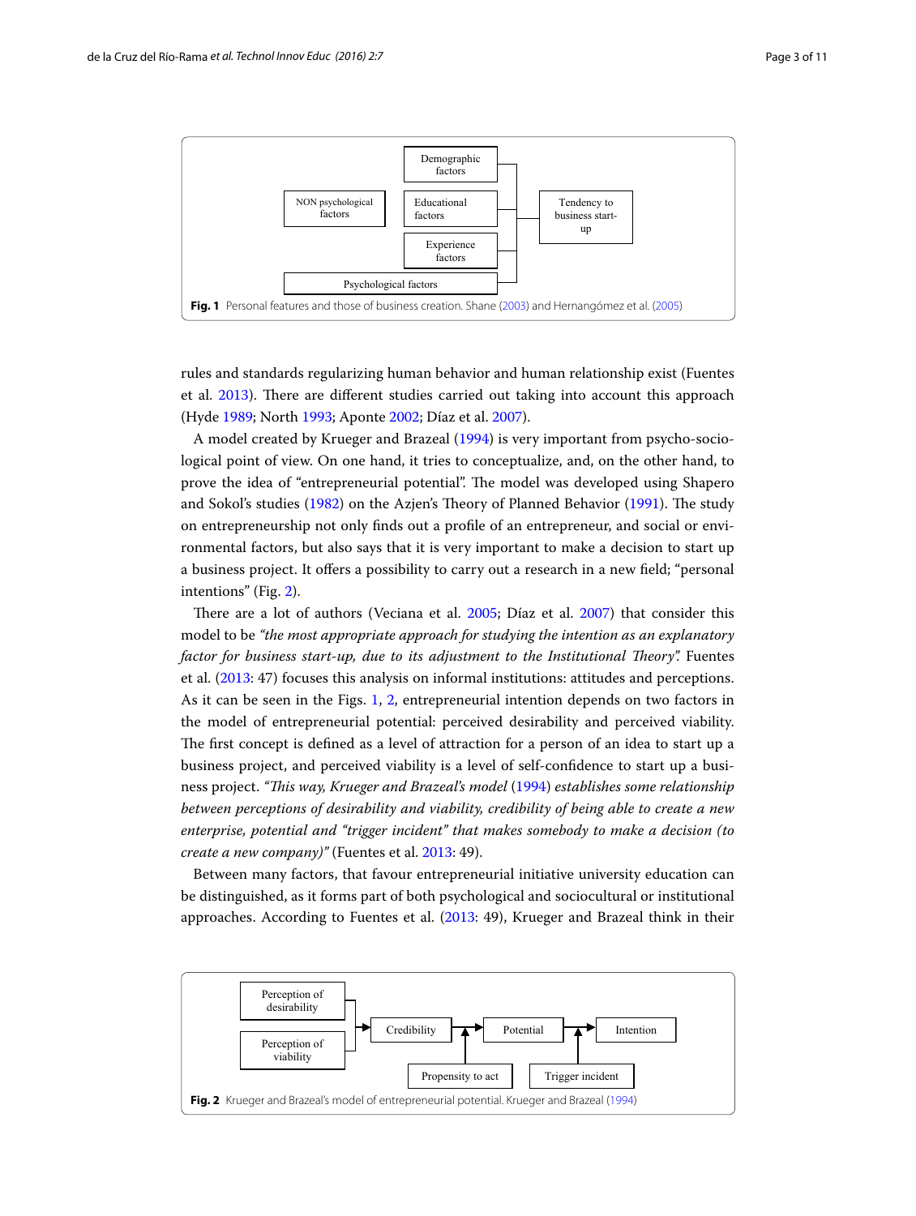**Fig. 1** Personal features and those of business creation. Shane (2003) and Hernangómez et al. (2005)

rules and standards regularizing human behavior and human relationship exist (Fuentes et al. 2013). There are different studies carried out taking into account this approach (Hyde 1989; North 1993; Aponte 2002; Díaz et al. 2007).

A model created by Krueger and Brazeal (1994) is very important from psycho-sociological point of view. On one hand, it tries to conceptualize, and, on the other hand, to prove the idea of "entrepreneurial potential". The model was developed using Shapero and Sokol's studies (1982) on the Azjen's Theory of Planned Behavior (1991). The study on entrepreneurship not only finds out a profile of an entrepreneur, and social or environmental factors, but also says that it is very important to make a decision to start up a business project. It offers a possibility to carry out a research in a new field; "personal intentions" (Fig. 2).

There are a lot of authors (Veciana et al. 2005; Díaz et al. 2007) that consider this model to be *"the most appropriate approach for studying the intention as an explanatory factor for business start-up, due to its adjustment to the Institutional Theory".* Fuentes et al. (2013: 47) focuses this analysis on informal institutions: attitudes and perceptions. As it can be seen in the Figs. 1, 2, entrepreneurial intention depends on two factors in the model of entrepreneurial potential: perceived desirability and perceived viability. The first concept is defined as a level of attraction for a person of an idea to start up a business project, and perceived viability is a level of self-confidence to start up a business project. *"This way, Krueger and Brazeal's model (1994) establishes some relationship between perceptions of desirability and viability, credibility of being able to create a new enterprise, potential and "trigger incident" that makes somebody to make a decision (to create a new company)"* (Fuentes et al. 2013: 49).

Between many factors, that favour entrepreneurial initiative university education can be distinguished, as it forms part of both psychological and sociocultural or institutional approaches. According to Fuentes et al. (2013: 49), Krueger and Brazeal think in their

**Fig. 2** Krueger and Brazeal's model of entrepreneurial potential. Krueger and Brazeal (1994)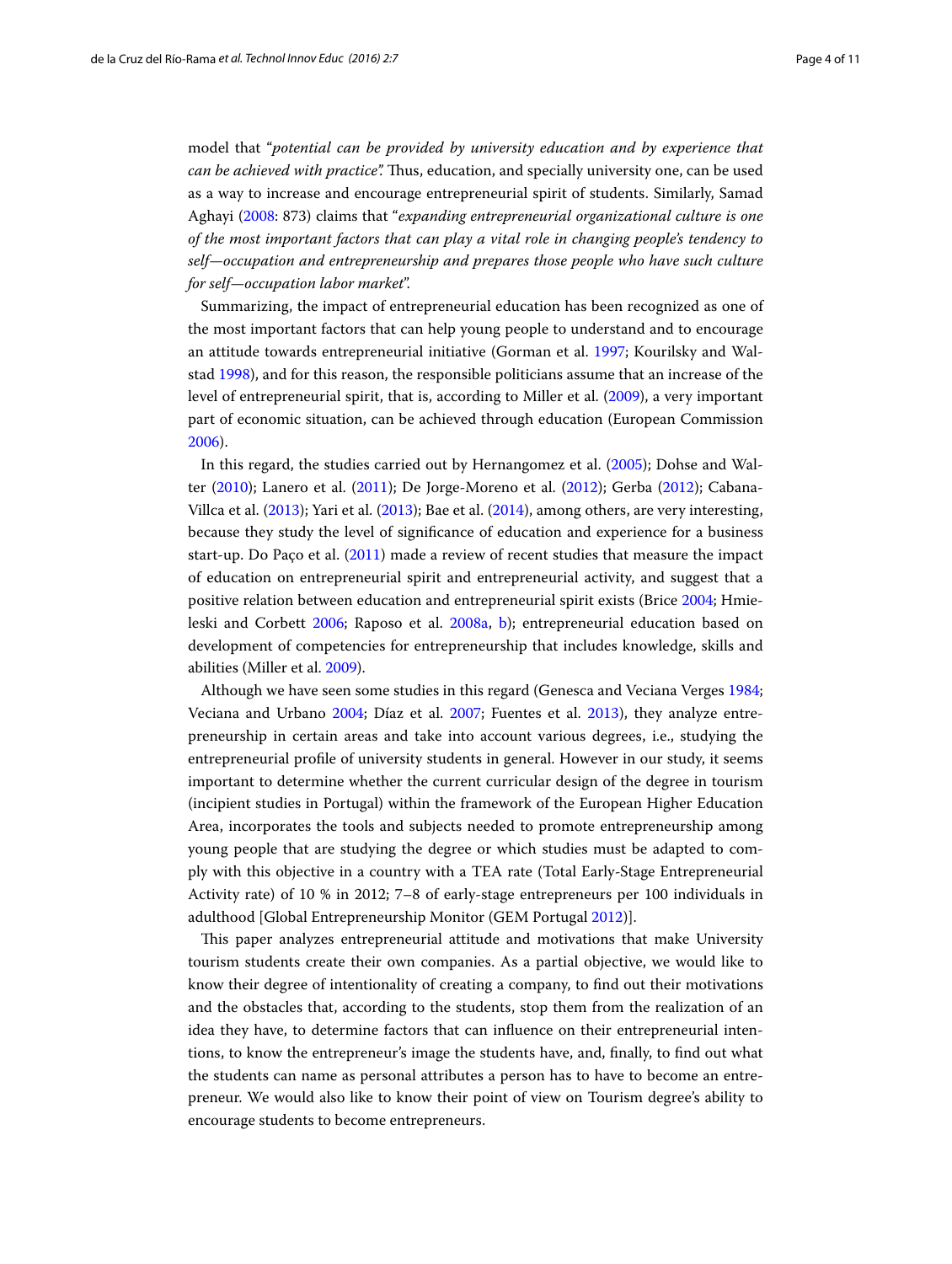model that "*potential can be provided by university education and by experience that can be achieved with practice*". Thus, education, and specially university one, can be used as a way to increase and encourage entrepreneurial spirit of students. Similarly, Samad Aghayi (2008: 873) claims that "*expanding entrepreneurial organizational culture is one of the most important factors that can play a vital role in changing people's tendency to self—occupation and entrepreneurship and prepares those people who have such culture for self—occupation labor market*".

Summarizing, the impact of entrepreneurial education has been recognized as one of the most important factors that can help young people to understand and to encourage an attitude towards entrepreneurial initiative (Gorman et al. 1997; Kourilsky and Walstad 1998), and for this reason, the responsible politicians assume that an increase of the level of entrepreneurial spirit, that is, according to Miller et al. (2009), a very important part of economic situation, can be achieved through education (European Commission 2006).

In this regard, the studies carried out by Hernangomez et al. (2005); Dohse and Walter (2010); Lanero et al. (2011); De Jorge-Moreno et al. (2012); Gerba (2012); Cabana-Villca et al. (2013); Yari et al. (2013); Bae et al. (2014), among others, are very interesting, because they study the level of significance of education and experience for a business start-up. Do Paço et al. (2011) made a review of recent studies that measure the impact of education on entrepreneurial spirit and entrepreneurial activity, and suggest that a positive relation between education and entrepreneurial spirit exists (Brice 2004; Hmieleski and Corbett 2006; Raposo et al. 2008a, b); entrepreneurial education based on development of competencies for entrepreneurship that includes knowledge, skills and abilities (Miller et al. 2009).

Although we have seen some studies in this regard (Genesca and Veciana Verges 1984; Veciana and Urbano 2004; Díaz et al. 2007; Fuentes et al. 2013), they analyze entrepreneurship in certain areas and take into account various degrees, i.e., studying the entrepreneurial profile of university students in general. However in our study, it seems important to determine whether the current curricular design of the degree in tourism (incipient studies in Portugal) within the framework of the European Higher Education Area, incorporates the tools and subjects needed to promote entrepreneurship among young people that are studying the degree or which studies must be adapted to comply with this objective in a country with a TEA rate (Total Early-Stage Entrepreneurial Activity rate) of 10 % in 2012; 7–8 of early-stage entrepreneurs per 100 individuals in adulthood [Global Entrepreneurship Monitor (GEM Portugal 2012)].

This paper analyzes entrepreneurial attitude and motivations that make University tourism students create their own companies. As a partial objective, we would like to know their degree of intentionality of creating a company, to find out their motivations and the obstacles that, according to the students, stop them from the realization of an idea they have, to determine factors that can influence on their entrepreneurial intentions, to know the entrepreneur's image the students have, and, finally, to find out what the students can name as personal attributes a person has to have to become an entrepreneur. We would also like to know their point of view on Tourism degree's ability to encourage students to become entrepreneurs.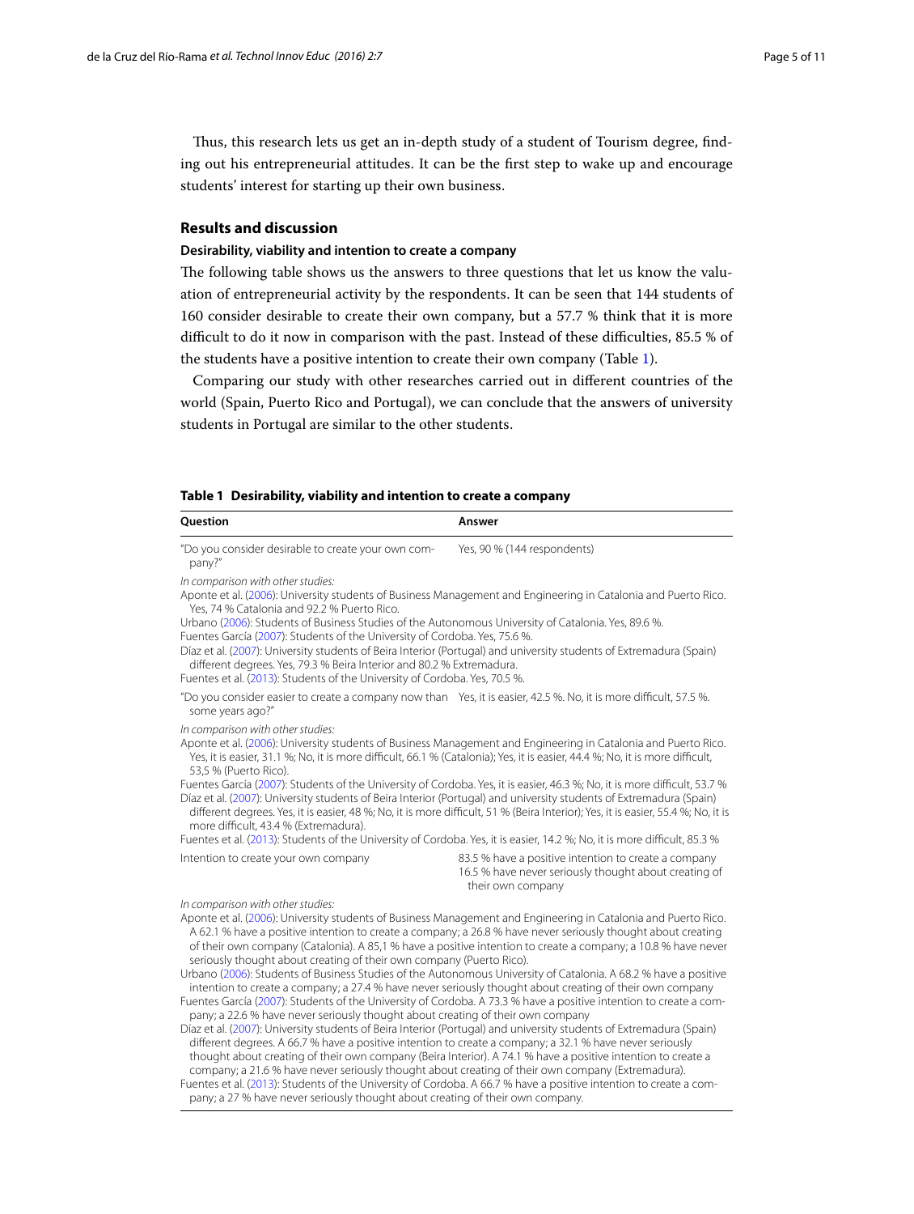Thus, this research lets us get an in-depth study of a student of Tourism degree, finding out his entrepreneurial attitudes. It can be the first step to wake up and encourage students' interest for starting up their own business.

## Results and discussion

### Desirability, viability and intention to create a company

The following table shows us the answers to three questions that let us know the valuation of entrepreneurial activity by the respondents. It can be seen that 144 students of 160 consider desirable to create their own company, but a 57.7 % think that it is more difficult to do it now in comparison with the past. Instead of these difficulties, 85.5 % of the students have a positive intention to create their own company (Table 1).

Comparing our study with other researches carried out in different countries of the world (Spain, Puerto Rico and Portugal), we can conclude that the answers of university students in Portugal are similar to the other students.

**Table 1 Desirability, viability and intention to create a company**

| Question | Answer |
|---|---|
| "Do you consider desirable to create your own company?" | Yes, 90 % (144 respondents) |
| *In comparison with other studies:*<br>Aponte et al. (2006): University students of Business Management and Engineering in Catalonia and Puerto Rico. Yes, 74 % Catalonia and 92.2 % Puerto Rico.<br>Urbano (2006): Students of Business Studies of the Autonomous University of Catalonia. Yes, 89.6 %.<br>Fuentes García (2007): Students of the University of Cordoba. Yes, 75.6 %.<br>Díaz et al. (2007): University students of Beira Interior (Portugal) and university students of Extremadura (Spain) different degrees. Yes, 79.3 % Beira Interior and 80.2 % Extremadura.<br>Fuentes et al. (2013): Students of the University of Cordoba. Yes, 70.5 %. | |
| "Do you consider easier to create a company now than some years ago?" | Yes, it is easier, 42.5 %. No, it is more difficult, 57.5 %. |
| *In comparison with other studies:*<br>Aponte et al. (2006): University students of Business Management and Engineering in Catalonia and Puerto Rico. Yes, it is easier, 31.1 %; No, it is more difficult, 66.1 % (Catalonia); Yes, it is easier, 44.4 %; No, it is more difficult, 53,5 % (Puerto Rico).<br>Fuentes García (2007): Students of the University of Cordoba. Yes, it is easier, 46.3 %; No, it is more difficult, 53.7 %<br>Díaz et al. (2007): University students of Beira Interior (Portugal) and university students of Extremadura (Spain) different degrees. Yes, it is easier, 48 %; No, it is more difficult, 51 % (Beira Interior); Yes, it is easier, 55.4 %; No, it is more difficult, 43.4 % (Extremadura).<br>Fuentes et al. (2013): Students of the University of Cordoba. Yes, it is easier, 14.2 %; No, it is more difficult, 85.3 % | |
| Intention to create your own company | 83.5 % have a positive intention to create a company<br>16.5 % have never seriously thought about creating of their own company |
| *In comparison with other studies:*<br>Aponte et al. (2006): University students of Business Management and Engineering in Catalonia and Puerto Rico. A 62.1 % have a positive intention to create a company; a 26.8 % have never seriously thought about creating of their own company (Catalonia). A 85,1 % have a positive intention to create a company; a 10.8 % have never seriously thought about creating of their own company (Puerto Rico).<br>Urbano (2006): Students of Business Studies of the Autonomous University of Catalonia. A 68.2 % have a positive intention to create a company; a 27.4 % have never seriously thought about creating of their own company<br>Fuentes García (2007): Students of the University of Cordoba. A 73.3 % have a positive intention to create a company; a 22.6 % have never seriously thought about creating of their own company<br>Díaz et al. (2007): University students of Beira Interior (Portugal) and university students of Extremadura (Spain) different degrees. A 66.7 % have a positive intention to create a company; a 32.1 % have never seriously thought about creating of their own company (Beira Interior). A 74.1 % have a positive intention to create a company; a 21.6 % have never seriously thought about creating of their own company (Extremadura).<br>Fuentes et al. (2013): Students of the University of Cordoba. A 66.7 % have a positive intention to create a company; a 27 % have never seriously thought about creating of their own company. | |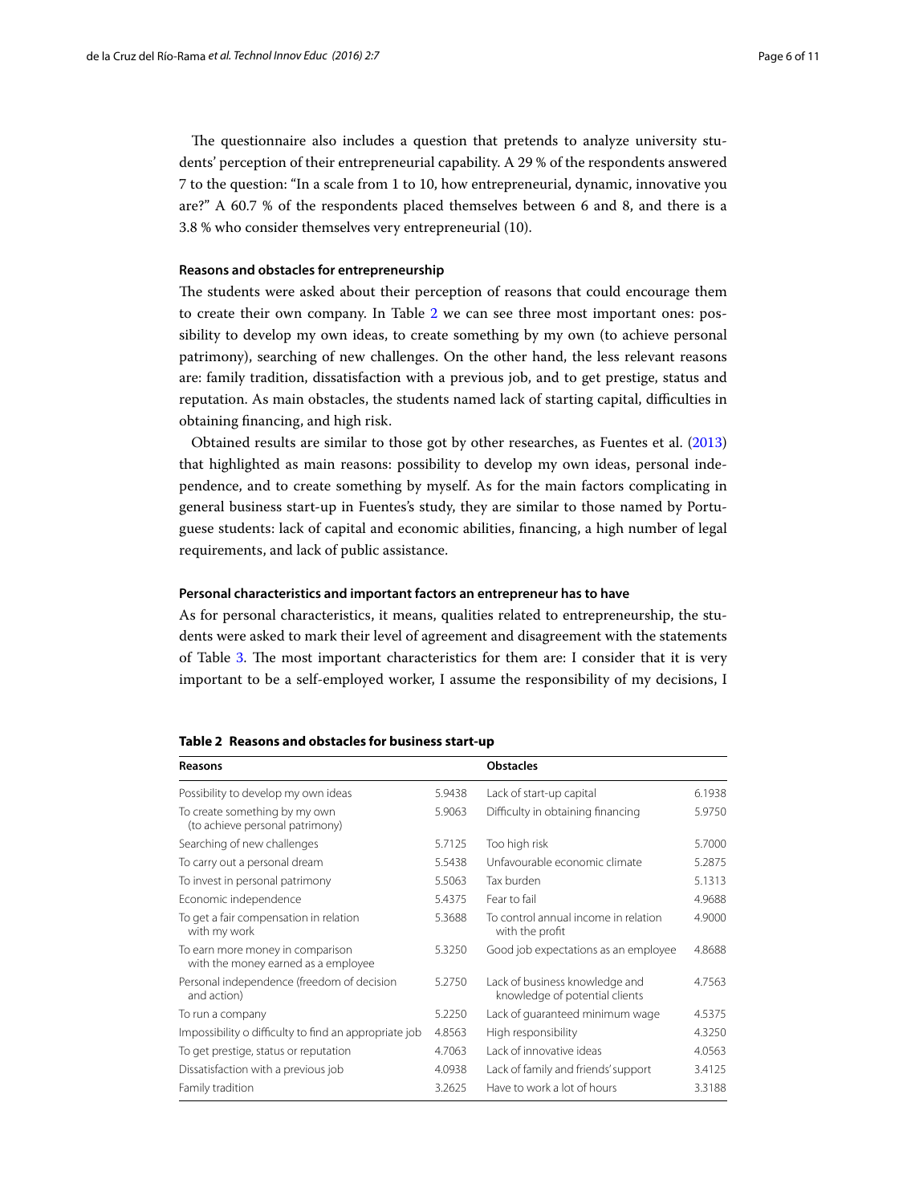The questionnaire also includes a question that pretends to analyze university students' perception of their entrepreneurial capability. A 29 % of the respondents answered 7 to the question: "In a scale from 1 to 10, how entrepreneurial, dynamic, innovative you are?" A 60.7 % of the respondents placed themselves between 6 and 8, and there is a 3.8 % who consider themselves very entrepreneurial (10).

#### Reasons and obstacles for entrepreneurship

The students were asked about their perception of reasons that could encourage them to create their own company. In Table 2 we can see three most important ones: possibility to develop my own ideas, to create something by my own (to achieve personal patrimony), searching of new challenges. On the other hand, the less relevant reasons are: family tradition, dissatisfaction with a previous job, and to get prestige, status and reputation. As main obstacles, the students named lack of starting capital, difficulties in obtaining financing, and high risk.

Obtained results are similar to those got by other researches, as Fuentes et al. (2013) that highlighted as main reasons: possibility to develop my own ideas, personal independence, and to create something by myself. As for the main factors complicating in general business start-up in Fuentes's study, they are similar to those named by Portuguese students: lack of capital and economic abilities, financing, a high number of legal requirements, and lack of public assistance.

#### Personal characteristics and important factors an entrepreneur has to have

As for personal characteristics, it means, qualities related to entrepreneurship, the students were asked to mark their level of agreement and disagreement with the statements of Table 3. The most important characteristics for them are: I consider that it is very important to be a self-employed worker, I assume the responsibility of my decisions, I

**Table 2 Reasons and obstacles for business start-up**

| Reasons | | Obstacles | |
|---|---|---|---|
| Possibility to develop my own ideas | 5.9438 | Lack of start-up capital | 6.1938 |
| To create something by my own (to achieve personal patrimony) | 5.9063 | Difficulty in obtaining financing | 5.9750 |
| Searching of new challenges | 5.7125 | Too high risk | 5.7000 |
| To carry out a personal dream | 5.5438 | Unfavourable economic climate | 5.2875 |
| To invest in personal patrimony | 5.5063 | Tax burden | 5.1313 |
| Economic independence | 5.4375 | Fear to fail | 4.9688 |
| To get a fair compensation in relation with my work | 5.3688 | To control annual income in relation with the profit | 4.9000 |
| To earn more money in comparison with the money earned as a employee | 5.3250 | Good job expectations as an employee | 4.8688 |
| Personal independence (freedom of decision and action) | 5.2750 | Lack of business knowledge and knowledge of potential clients | 4.7563 |
| To run a company | 5.2250 | Lack of guaranteed minimum wage | 4.5375 |
| Impossibility o difficulty to find an appropriate job | 4.8563 | High responsibility | 4.3250 |
| To get prestige, status or reputation | 4.7063 | Lack of innovative ideas | 4.0563 |
| Dissatisfaction with a previous job | 4.0938 | Lack of family and friends' support | 3.4125 |
| Family tradition | 3.2625 | Have to work a lot of hours | 3.3188 |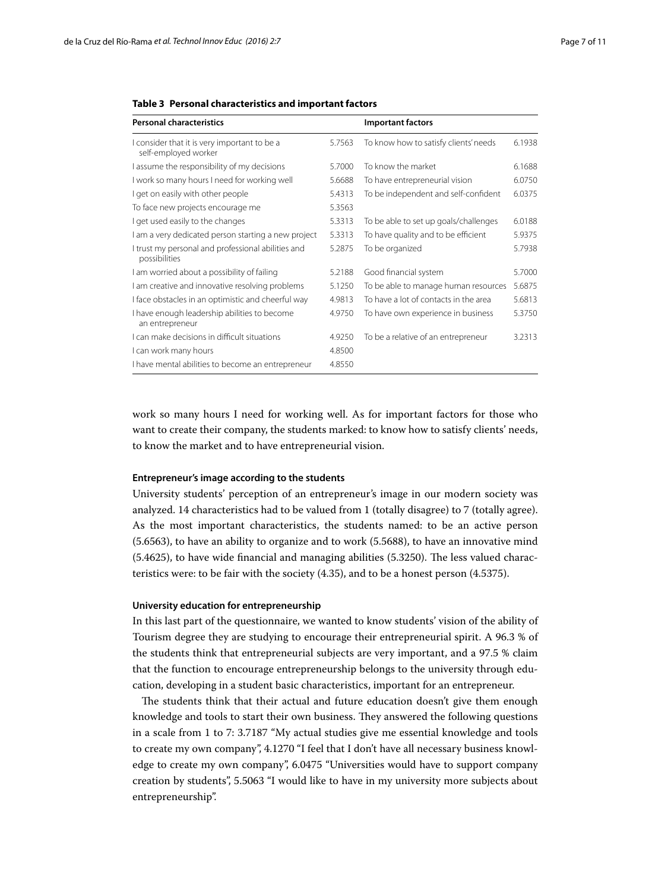**Table 3 Personal characteristics and important factors**

| Personal characteristics | | Important factors | |
|---|---|---|---|
| I consider that it is very important to be a self-employed worker | 5.7563 | To know how to satisfy clients' needs | 6.1938 |
| I assume the responsibility of my decisions | 5.7000 | To know the market | 6.1688 |
| I work so many hours I need for working well | 5.6688 | To have entrepreneurial vision | 6.0750 |
| I get on easily with other people | 5.4313 | To be independent and self-confident | 6.0375 |
| To face new projects encourage me | 5.3563 | | |
| I get used easily to the changes | 5.3313 | To be able to set up goals/challenges | 6.0188 |
| I am a very dedicated person starting a new project | 5.3313 | To have quality and to be efficient | 5.9375 |
| I trust my personal and professional abilities and possibilities | 5.2875 | To be organized | 5.7938 |
| I am worried about a possibility of failing | 5.2188 | Good financial system | 5.7000 |
| I am creative and innovative resolving problems | 5.1250 | To be able to manage human resources | 5.6875 |
| I face obstacles in an optimistic and cheerful way | 4.9813 | To have a lot of contacts in the area | 5.6813 |
| I have enough leadership abilities to become an entrepreneur | 4.9750 | To have own experience in business | 5.3750 |
| I can make decisions in difficult situations | 4.9250 | To be a relative of an entrepreneur | 3.2313 |
| I can work many hours | 4.8500 | | |
| I have mental abilities to become an entrepreneur | 4.8550 | | |

work so many hours I need for working well. As for important factors for those who want to create their company, the students marked: to know how to satisfy clients' needs, to know the market and to have entrepreneurial vision.

#### Entrepreneur's image according to the students

University students' perception of an entrepreneur's image in our modern society was analyzed. 14 characteristics had to be valued from 1 (totally disagree) to 7 (totally agree). As the most important characteristics, the students named: to be an active person (5.6563), to have an ability to organize and to work (5.5688), to have an innovative mind (5.4625), to have wide financial and managing abilities (5.3250). The less valued characteristics were: to be fair with the society (4.35), and to be a honest person (4.5375).

#### University education for entrepreneurship

In this last part of the questionnaire, we wanted to know students' vision of the ability of Tourism degree they are studying to encourage their entrepreneurial spirit. A 96.3 % of the students think that entrepreneurial subjects are very important, and a 97.5 % claim that the function to encourage entrepreneurship belongs to the university through education, developing in a student basic characteristics, important for an entrepreneur.

The students think that their actual and future education doesn't give them enough knowledge and tools to start their own business. They answered the following questions in a scale from 1 to 7: 3.7187 "My actual studies give me essential knowledge and tools to create my own company", 4.1270 "I feel that I don't have all necessary business knowledge to create my own company", 6.0475 "Universities would have to support company creation by students", 5.5063 "I would like to have in my university more subjects about entrepreneurship".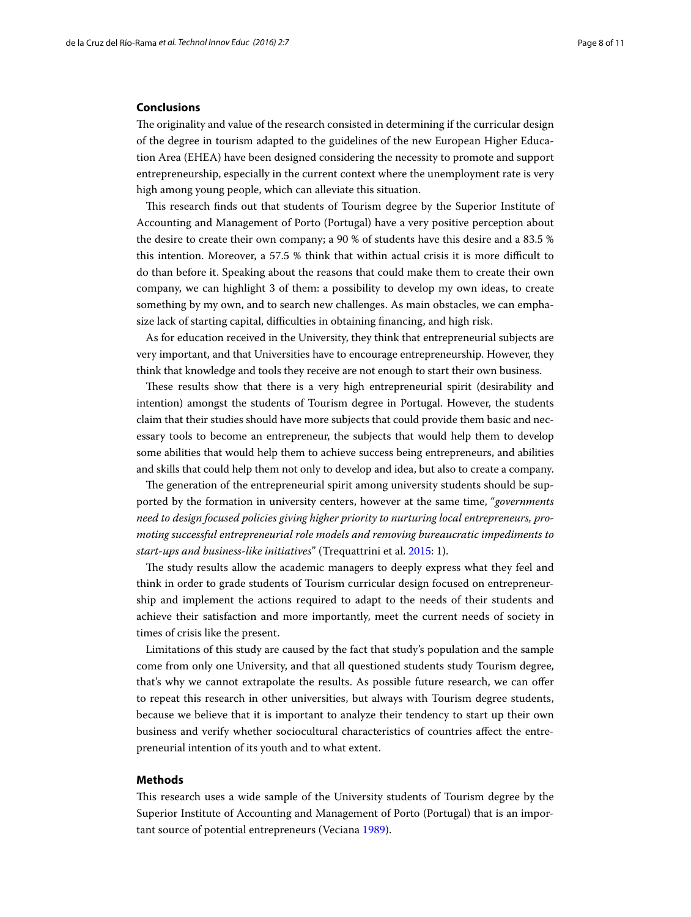## Conclusions

The originality and value of the research consisted in determining if the curricular design of the degree in tourism adapted to the guidelines of the new European Higher Education Area (EHEA) have been designed considering the necessity to promote and support entrepreneurship, especially in the current context where the unemployment rate is very high among young people, which can alleviate this situation.

This research finds out that students of Tourism degree by the Superior Institute of Accounting and Management of Porto (Portugal) have a very positive perception about the desire to create their own company; a 90 % of students have this desire and a 83.5 % this intention. Moreover, a 57.5 % think that within actual crisis it is more difficult to do than before it. Speaking about the reasons that could make them to create their own company, we can highlight 3 of them: a possibility to develop my own ideas, to create something by my own, and to search new challenges. As main obstacles, we can emphasize lack of starting capital, difficulties in obtaining financing, and high risk.

As for education received in the University, they think that entrepreneurial subjects are very important, and that Universities have to encourage entrepreneurship. However, they think that knowledge and tools they receive are not enough to start their own business.

These results show that there is a very high entrepreneurial spirit (desirability and intention) amongst the students of Tourism degree in Portugal. However, the students claim that their studies should have more subjects that could provide them basic and necessary tools to become an entrepreneur, the subjects that would help them to develop some abilities that would help them to achieve success being entrepreneurs, and abilities and skills that could help them not only to develop and idea, but also to create a company.

The generation of the entrepreneurial spirit among university students should be supported by the formation in university centers, however at the same time, "*governments need to design focused policies giving higher priority to nurturing local entrepreneurs, promoting successful entrepreneurial role models and removing bureaucratic impediments to start-ups and business-like initiatives*" (Trequattrini et al. 2015: 1).

The study results allow the academic managers to deeply express what they feel and think in order to grade students of Tourism curricular design focused on entrepreneurship and implement the actions required to adapt to the needs of their students and achieve their satisfaction and more importantly, meet the current needs of society in times of crisis like the present.

Limitations of this study are caused by the fact that study's population and the sample come from only one University, and that all questioned students study Tourism degree, that's why we cannot extrapolate the results. As possible future research, we can offer to repeat this research in other universities, but always with Tourism degree students, because we believe that it is important to analyze their tendency to start up their own business and verify whether sociocultural characteristics of countries affect the entrepreneurial intention of its youth and to what extent.

## Methods

This research uses a wide sample of the University students of Tourism degree by the Superior Institute of Accounting and Management of Porto (Portugal) that is an important source of potential entrepreneurs (Veciana 1989).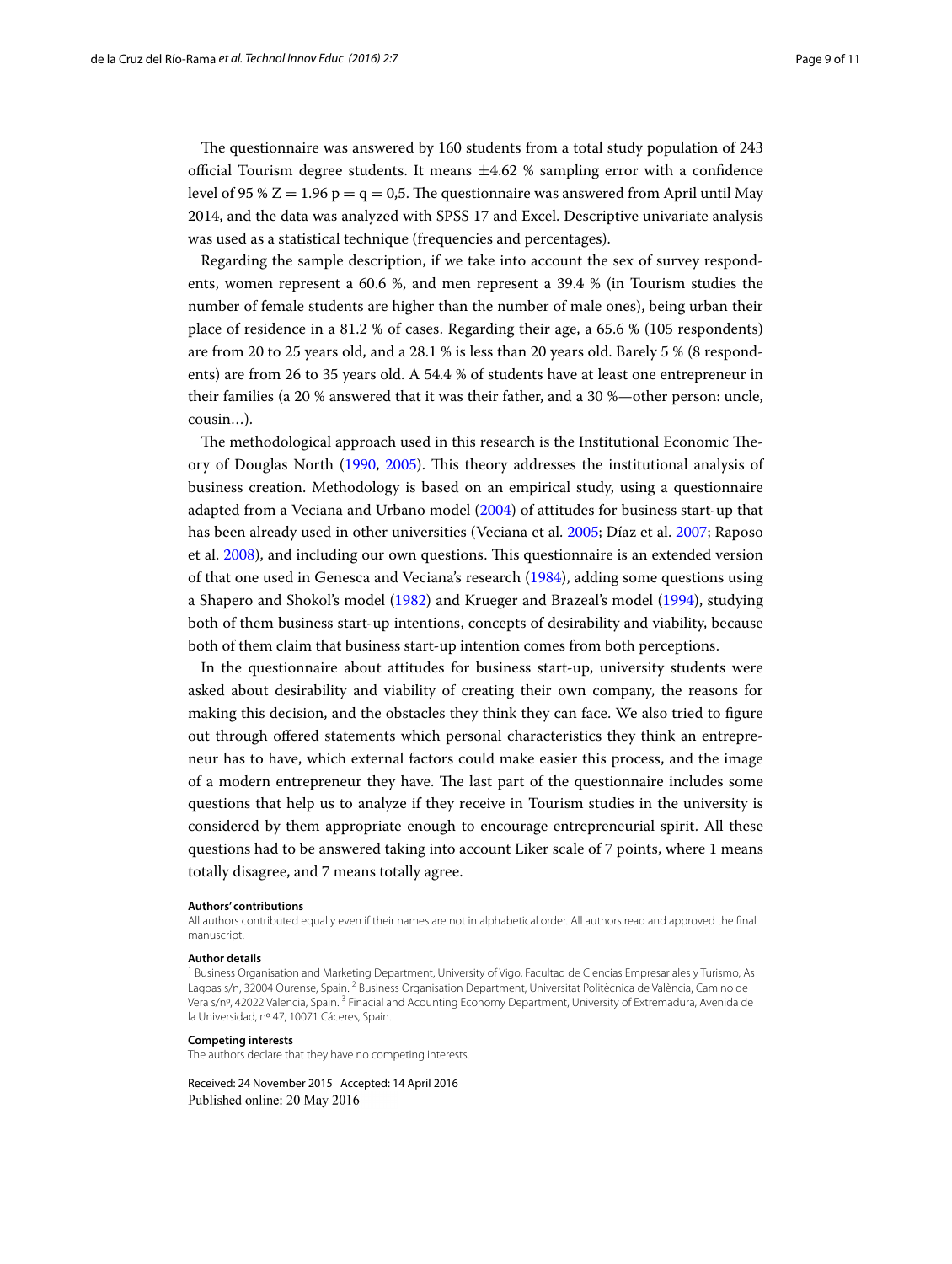The questionnaire was answered by 160 students from a total study population of 243 official Tourism degree students. It means ±4.62 % sampling error with a confidence level of 95 % $Z = 1.96$ $p = q = 0,5$. The questionnaire was answered from April until May 2014, and the data was analyzed with SPSS 17 and Excel. Descriptive univariate analysis was used as a statistical technique (frequencies and percentages).

Regarding the sample description, if we take into account the sex of survey respondents, women represent a 60.6 %, and men represent a 39.4 % (in Tourism studies the number of female students are higher than the number of male ones), being urban their place of residence in a 81.2 % of cases. Regarding their age, a 65.6 % (105 respondents) are from 20 to 25 years old, and a 28.1 % is less than 20 years old. Barely 5 % (8 respondents) are from 26 to 35 years old. A 54.4 % of students have at least one entrepreneur in their families (a 20 % answered that it was their father, and a 30 %—other person: uncle, cousin…).

The methodological approach used in this research is the Institutional Economic Theory of Douglas North (1990, 2005). This theory addresses the institutional analysis of business creation. Methodology is based on an empirical study, using a questionnaire adapted from a Veciana and Urbano model (2004) of attitudes for business start-up that has been already used in other universities (Veciana et al. 2005; Díaz et al. 2007; Raposo et al. 2008), and including our own questions. This questionnaire is an extended version of that one used in Genesca and Veciana's research (1984), adding some questions using a Shapero and Shokol's model (1982) and Krueger and Brazeal's model (1994), studying both of them business start-up intentions, concepts of desirability and viability, because both of them claim that business start-up intention comes from both perceptions.

In the questionnaire about attitudes for business start-up, university students were asked about desirability and viability of creating their own company, the reasons for making this decision, and the obstacles they think they can face. We also tried to figure out through offered statements which personal characteristics they think an entrepreneur has to have, which external factors could make easier this process, and the image of a modern entrepreneur they have. The last part of the questionnaire includes some questions that help us to analyze if they receive in Tourism studies in the university is considered by them appropriate enough to encourage entrepreneurial spirit. All these questions had to be answered taking into account Liker scale of 7 points, where 1 means totally disagree, and 7 means totally agree.

**Authors' contributions**

All authors contributed equally even if their names are not in alphabetical order. All authors read and approved the final manuscript.

**Author details**

[1] Business Organisation and Marketing Department, University of Vigo, Facultad de Ciencias Empresariales y Turismo, As Lagoas s/n, 32004 Ourense, Spain. [2] Business Organisation Department, Universitat Politècnica de València, Camino de Vera s/nº, 42022 Valencia, Spain. [3] Finacial and Acounting Economy Department, University of Extremadura, Avenida de la Universidad, nº 47, 10071 Cáceres, Spain.

**Competing interests**

The authors declare that they have no competing interests.

Received: 24 November 2015 Accepted: 14 April 2016
Published online: 20 May 2016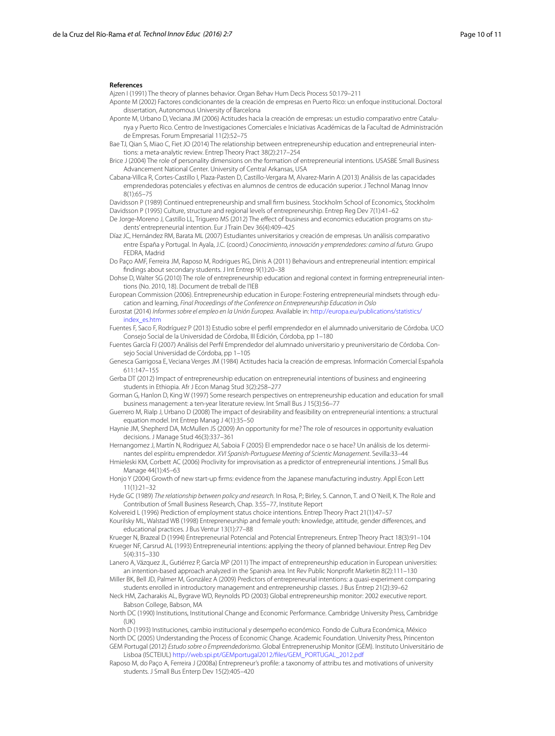### References

Ajzen I (1991) The theory of plannes behavior. Organ Behav Hum Decis Process 50:179–211

Aponte M (2002) Factores condicionantes de la creación de empresas en Puerto Rico: un enfoque institucional. Doctoral dissertation, Autonomous University of Barcelona

Aponte M, Urbano D, Veciana JM (2006) Actitudes hacia la creación de empresas: un estudio comparativo entre Cataluña y Puerto Rico. Centro de Investigaciones Comerciales e Iniciativas Académicas de la Facultad de Administración de Empresas. Forum Empresarial 11(2):52–75

Bae TJ, Qian S, Miao C, Fiet JO (2014) The relationship between entrepreneurship education and entrepreneurial intentions: a meta-analytic review. Entrep Theory Pract 38(2):217–254

Brice J (2004) The role of personality dimensions on the formation of entrepreneurial intentions. USASBE Small Business Advancement National Center. University of Central Arkansas, USA

Cabana-Villca R, Cortes-Castillo I, Plaza-Pasten D, Castillo-Vergara M, Alvarez-Marin A (2013) Análisis de las capacidades emprendedoras potenciales y efectivas en alumnos de centros de educación superior. J Technol Manag Innov 8(1):65–75

Davidsson P (1989) Continued entrepreneurship and small firm business. Stockholm School of Economics, Stockholm

Davidsson P (1995) Culture, structure and regional levels of entrepreneurship. Entrep Reg Dev 7(1):41–62

De Jorge-Moreno J, Castillo LL, Triguero MS (2012) The effect of business and economics education programs on students' entrepreneurial intention. Eur J Train Dev 36(4):409–425

Díaz JC, Hernández RM, Barata ML (2007) Estudiantes universitarios y creación de empresas. Un análisis comparativo entre España y Portugal. In Ayala, J.C. (coord.) *Conocimiento, innovación y emprendedores: camino al futuro.* Grupo FEDRA, Madrid

Do Paço AMF, Ferreira JM, Raposo M, Rodrigues RG, Dinis A (2011) Behaviours and entrepreneurial intention: empirical findings about secondary students. J Int Entrep 9(1):20–38

Dohse D, Walter SG (2010) The role of entrepreneurship education and regional context in forming entrepreneurial intentions (No. 2010, 18). Document de treball de l'IEB

European Commission (2006). Entrepreneurship education in Europe: Fostering entrepreneurial mindsets through education and learning, *Final Proceedings of the Conference on Entrepreneurship Education in Oslo*

Eurostat (2014) *Informes sobre el empleo en la Unión Europea*. Available in: http://europa.eu/publications/statistics/index_es.htm

Fuentes F, Saco F, Rodríguez P (2013) Estudio sobre el perfil emprendedor en el alumnado universitario de Córdoba. UCO Consejo Social de la Universidad de Córdoba, III Edición, Córdoba, pp 1–180

Fuentes García FJ (2007) Análisis del Perfil Emprendedor del alumnado universitario y preuniversitario de Córdoba. Consejo Social Universidad de Córdoba, pp 1–105

Genesca Garrigosa E, Veciana Verges JM (1984) Actitudes hacia la creación de empresas. Información Comercial Española 611:147–155

Gerba DT (2012) Impact of entrepreneurship education on entrepreneurial intentions of business and engineering students in Ethiopia. Afr J Econ Manag Stud 3(2):258–277

Gorman G, Hanlon D, King W (1997) Some research perspectives on entrepreneurship education and education for small business management: a ten-year literature review. Int Small Bus J 15(3):56–77

Guerrero M, Rialp J, Urbano D (2008) The impact of desirability and feasibility on entrepreneurial intentions: a structural equation model. Int Entrep Manag J 4(1):35–50

Haynie JM, Shepherd DA, McMullen JS (2009) An opportunity for me? The role of resources in opportunity evaluation decisions. J Manage Stud 46(3):337–361

Hernangomez J, Martín N, Rodriguez AI, Saboia F (2005) El emprendedor nace o se hace? Un análisis de los determinantes del espíritu emprendedor. *XVI Spanish-Portuguese Meeting of Scientic Management*. Sevilla:33–44

Hmieleski KM, Corbett AC (2006) Proclivity for improvisation as a predictor of entrepreneurial intentions. J Small Bus Manage 44(1):45–63

Honjo Y (2004) Growth of new start-up firms: evidence from the Japanese manufacturing industry. Appl Econ Lett 11(1):21–32

Hyde GC (1989) *The relationship between policy and research*. In Rosa, P.; Birley, S. Cannon, T. and O´Neill, K. The Role and Contribution of Small Business Research, Chap. 3:55–77, Institute Report

Kolvereid L (1996) Prediction of employment status choice intentions. Entrep Theory Pract 21(1):47–57

Kourilsky ML, Walstad WB (1998) Entrepreneurship and female youth: knowledge, attitude, gender differences, and educational practices. J Bus Ventur 13(1):77–88

Krueger N, Brazeal D (1994) Entrepreneurial Potencial and Potencial Entrepreneurs. Entrep Theory Pract 18(3):91–104

Krueger NF, Carsrud AL (1993) Entrepreneurial intentions: applying the theory of planned behaviour. Entrep Reg Dev 5(4):315–330

Lanero A, Vázquez JL, Gutiérrez P, García MP (2011) The impact of entrepreneurship education in European universities: an intention-based approach analyzed in the Spanish area. Int Rev Public Nonprofit Marketin 8(2):111–130

Miller BK, Bell JD, Palmer M, González A (2009) Predictors of entrepreneurial intentions: a quasi-experiment comparing students enrolled in introductory management and entrepreneurship classes. J Bus Entrep 21(2):39–62

Neck HM, Zacharakis AL, Bygrave WD, Reynolds PD (2003) Global entrepreneurship monitor: 2002 executive report. Babson College, Babson, MA

North DC (1990) Institutions, Institutional Change and Economic Performance. Cambridge University Press, Cambridge (UK)

North D (1993) Instituciones, cambio institucional y desempeño económico. Fondo de Cultura Económica, México

North DC (2005) Understanding the Process of Economic Change. Academic Foundation. University Press, Princenton

GEM Portugal (2012) *Estudo sobre o Empreendedorismo.* Global Entrepreneurship Monitor (GEM). Instituto Universitário de Lisboa (ISCTEIUL) http://web.spi.pt/GEMportugal2012/files/GEM_PORTUGAL_2012.pdf

Raposo M, do Paço A, Ferreira J (2008a) Entrepreneur's profile: a taxonomy of attribu tes and motivations of university students. J Small Bus Enterp Dev 15(2):405–420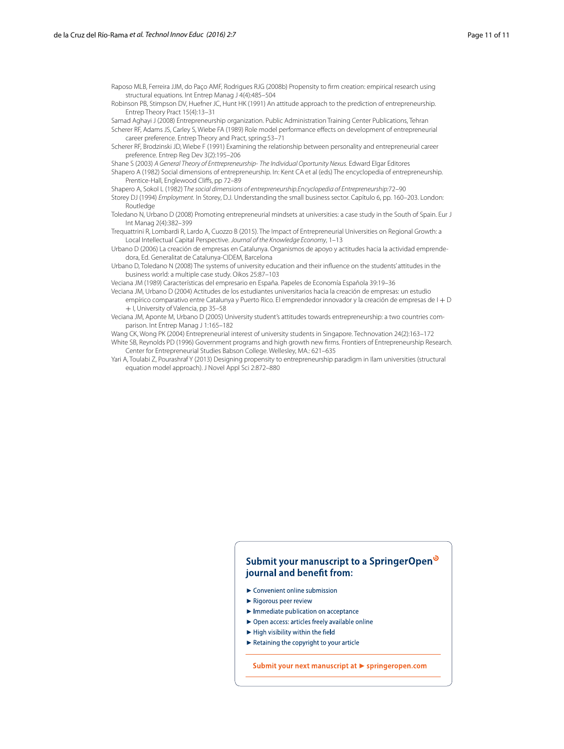Raposo MLB, Ferreira JJM, do Paço AMF, Rodrigues RJG (2008b) Propensity to firm creation: empirical research using structural equations. Int Entrep Manag J 4(4):485–504

Robinson PB, Stimpson DV, Huefner JC, Hunt HK (1991) An attitude approach to the prediction of entrepreneurship. Entrep Theory Pract 15(4):13–31

Samad Aghayi J (2008) Entrepreneurship organization. Public Administration Training Center Publications, Tehran

Scherer RF, Adams JS, Carley S, Wiebe FA (1989) Role model performance effects on development of entrepreneurial career preference. Entrep Theory and Pract, spring:53–71

Scherer RF, Brodzinski JD, Wiebe F (1991) Examining the relationship between personality and entrepreneurial career preference. Entrep Reg Dev 3(2):195–206

Shane S (2003) *A General Theory of Enttrepreneurship- The Individual Oportunity Nexus.* Edward Elgar Editores

Shapero A (1982) Social dimensions of entrepreneurship. In: Kent CA et al (eds) The encyclopedia of entrepreneurship. Prentice-Hall, Englewood Cliffs, pp 72–89

Shapero A, Sokol L (1982) T*he social dimensions of entrepreneurship.Encyclopedia of Entrepreneurship*:72–90

Storey DJ (1994) *Employment.* In Storey, D.J. Understanding the small business sector. Capítulo 6, pp. 160–203. London: Routledge

Toledano N, Urbano D (2008) Promoting entrepreneurial mindsets at universities: a case study in the South of Spain. Eur J Int Manag 2(4):382–399

Trequattrini R, Lombardi R, Lardo A, Cuozzo B (2015). The Impact of Entrepreneurial Universities on Regional Growth: a Local Intellectual Capital Perspective. *Journal of the Knowledge Economy*, 1–13

Urbano D (2006) La creación de empresas en Catalunya. Organismos de apoyo y actitudes hacia la actividad emprendedora, Ed. Generalitat de Catalunya-CIDEM, Barcelona

Urbano D, Toledano N (2008) The systems of university education and their influence on the students' attitudes in the business world: a multiple case study. Oikos 25:87–103

Veciana JM (1989) Características del empresario en España. Papeles de Economía Española 39:19–36

Veciana JM, Urbano D (2004) Actitudes de los estudiantes universitarios hacia la creación de empresas: un estudio empírico comparativo entre Catalunya y Puerto Rico. El emprendedor innovador y la creación de empresas de I + D + I, University of Valencia, pp 35–58

Veciana JM, Aponte M, Urbano D (2005) University student's attitudes towards entrepreneurship: a two countries comparison. Int Entrep Manag J 1:165–182

Wang CK, Wong PK (2004) Entrepreneurial interest of university students in Singapore. Technovation 24(2):163–172

White SB, Reynolds PD (1996) Government programs and high growth new firms. Frontiers of Entrepreneurship Research. Center for Entrepreneurial Studies Babson College. Wellesley, MA.: 621–635

Yari A, Toulabi Z, Pourashraf Y (2013) Designing propensity to entrepreneurship paradigm in Ilam universities (structural equation model approach). J Novel Appl Sci 2:872–880

**Submit your manuscript to a SpringerOpen journal and benefit from:**

- ► Convenient online submission
- ► Rigorous peer review
- ► Immediate publication on acceptance
- ► Open access: articles freely available online
- ► High visibility within the field
- ► Retaining the copyright to your article

**Submit your next manuscript at ► springeropen.com**